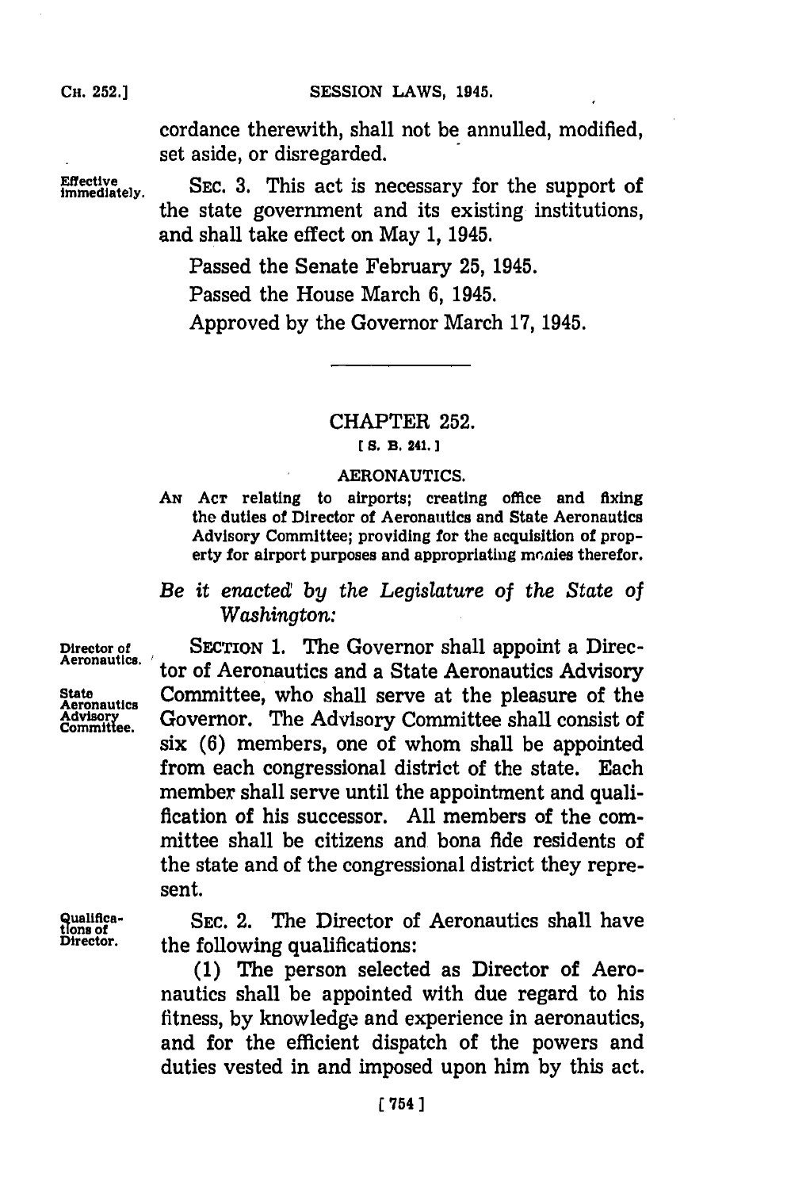cordance therewith, shall not be annulled, modified, set aside, or disregarded.

Effective immediately. SEC. 3. This act is necessary for the support of the state government and its existing institutions, and shall take effect on May 1, 1945.

Passed the Senate February 25, 1945.

Passed the House March 6, 1945.

Approved by the Governor March 17, 1945.

---

## CHAPTER 252.

[S. B. 241.]

### AERONAUTICS.

AN ACT relating to airports; creating office and fixing the duties of Director of Aeronautics and State Aeronautics Advisory Committee; providing for the acquisition of property for airport purposes and appropriating monies therefor.

*Be it enacted by the Legislature of the State of Washington:*

Director of Aeronautics. State Aeronautics Advisory Committee. SECTION 1. The Governor shall appoint a Director of Aeronautics and a State Aeronautics Advisory Committee, who shall serve at the pleasure of the Governor. The Advisory Committee shall consist of six (6) members, one of whom shall be appointed from each congressional district of the state. Each member shall serve until the appointment and qualification of his successor. All members of the committee shall be citizens and bona fide residents of the state and of the congressional district they represent.

Qualifications of Director. SEC. 2. The Director of Aeronautics shall have the following qualifications:

(1) The person selected as Director of Aeronautics shall be appointed with due regard to his fitness, by knowledge and experience in aeronautics, and for the efficient dispatch of the powers and duties vested in and imposed upon him by this act.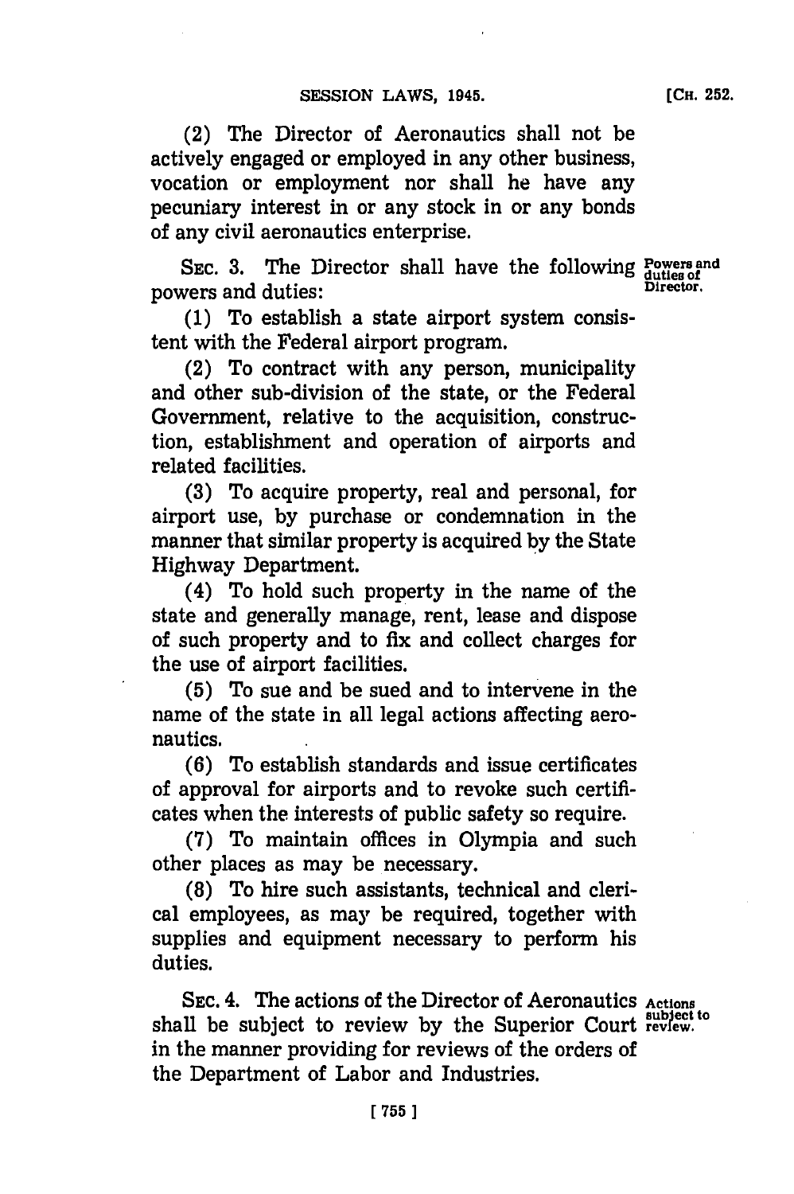(2) The Director of Aeronautics shall not be actively engaged or employed in any other business, vocation or employment nor shall he have any pecuniary interest in or any stock in or any bonds of any civil aeronautics enterprise.

SEC. 3. The Director shall have the following powers and duties:

*Powers and duties of Director.*

(1) To establish a state airport system consistent with the Federal airport program.

(2) To contract with any person, municipality and other sub-division of the state, or the Federal Government, relative to the acquisition, construction, establishment and operation of airports and related facilities.

(3) To acquire property, real and personal, for airport use, by purchase or condemnation in the manner that similar property is acquired by the State Highway Department.

(4) To hold such property in the name of the state and generally manage, rent, lease and dispose of such property and to fix and collect charges for the use of airport facilities.

(5) To sue and be sued and to intervene in the name of the state in all legal actions affecting aeronautics.

(6) To establish standards and issue certificates of approval for airports and to revoke such certificates when the interests of public safety so require.

(7) To maintain offices in Olympia and such other places as may be necessary.

(8) To hire such assistants, technical and clerical employees, as may be required, together with supplies and equipment necessary to perform his duties.

SEC. 4. The actions of the Director of Aeronautics shall be subject to review by the Superior Court in the manner providing for reviews of the orders of the Department of Labor and Industries.

*Actions subject to review.*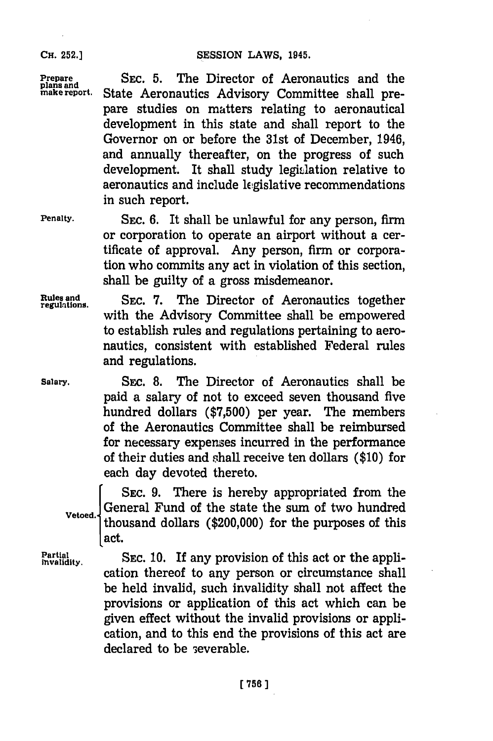**Prepare plans and make report.** SEC. 5. The Director of Aeronautics and the State Aeronautics Advisory Committee shall prepare studies on matters relating to aeronautical development in this state and shall report to the Governor on or before the 31st of December, 1946, and annually thereafter, on the progress of such development. It shall study legislation relative to aeronautics and include legislative recommendations in such report.

**Penalty.** SEC. 6. It shall be unlawful for any person, firm or corporation to operate an airport without a certificate of approval. Any person, firm or corporation who commits any act in violation of this section, shall be guilty of a gross misdemeanor.

**Rules and regulations.** SEC. 7. The Director of Aeronautics together with the Advisory Committee shall be empowered to establish rules and regulations pertaining to aeronautics, consistent with established Federal rules and regulations.

**Salary.** SEC. 8. The Director of Aeronautics shall be paid a salary of not to exceed seven thousand five hundred dollars ($7,500) per year. The members of the Aeronautics Committee shall be reimbursed for necessary expenses incurred in the performance of their duties and shall receive ten dollars ($10) for each day devoted thereto.

**Vetoed.** SEC. 9. There is hereby appropriated from the General Fund of the state the sum of two hundred thousand dollars ($200,000) for the purposes of this act.

**Partial invalidity.** SEC. 10. If any provision of this act or the application thereof to any person or circumstance shall be held invalid, such invalidity shall not affect the provisions or application of this act which can be given effect without the invalid provisions or application, and to this end the provisions of this act are declared to be severable.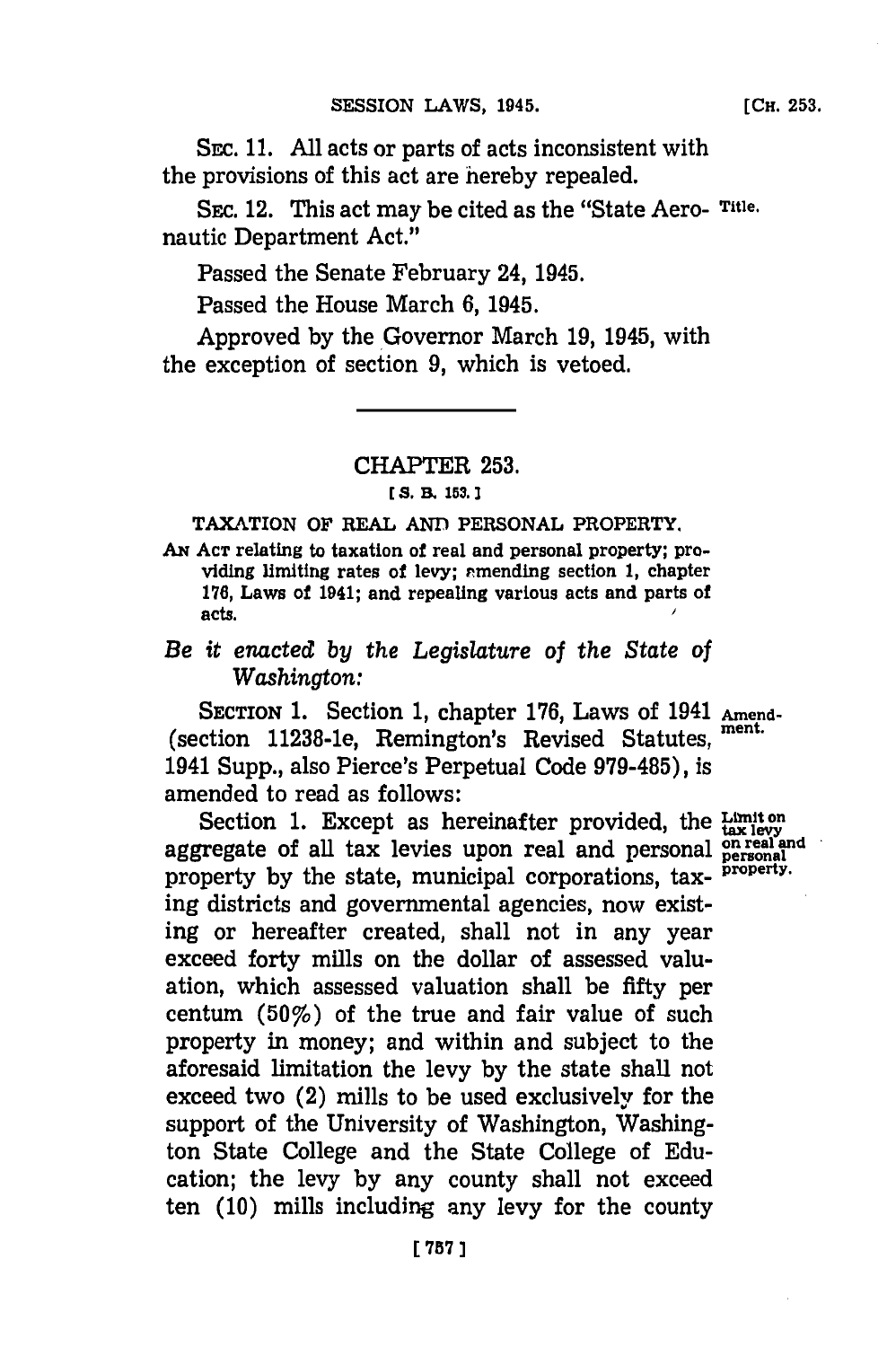SEC. 11. All acts or parts of acts inconsistent with the provisions of this act are hereby repealed.

SEC. 12. This act may be cited as the "State Aeronautic Department Act." Title.

Passed the Senate February 24, 1945.

Passed the House March 6, 1945.

Approved by the Governor March 19, 1945, with the exception of section 9, which is vetoed.

---

## CHAPTER 253.

[S. B. 153.]

### TAXATION OF REAL AND PERSONAL PROPERTY.

AN ACT relating to taxation of real and personal property; providing limiting rates of levy; amending section 1, chapter 176, Laws of 1941; and repealing various acts and parts of acts.

*Be it enacted by the Legislature of the State of Washington:*

SECTION 1. Section 1, chapter 176, Laws of 1941 (section 11238-1e, Remington's Revised Statutes, 1941 Supp., also Pierce's Perpetual Code 979-485), is amended to read as follows: Amendment.

Section 1. Except as hereinafter provided, the aggregate of all tax levies upon real and personal property by the state, municipal corporations, taxing districts and governmental agencies, now existing or hereafter created, shall not in any year exceed forty mills on the dollar of assessed valuation, which assessed valuation shall be fifty per centum (50%) of the true and fair value of such property in money; and within and subject to the aforesaid limitation the levy by the state shall not exceed two (2) mills to be used exclusively for the support of the University of Washington, Washington State College and the State College of Education; the levy by any county shall not exceed ten (10) mills including any levy for the county Limit on tax levy on real and personal property.